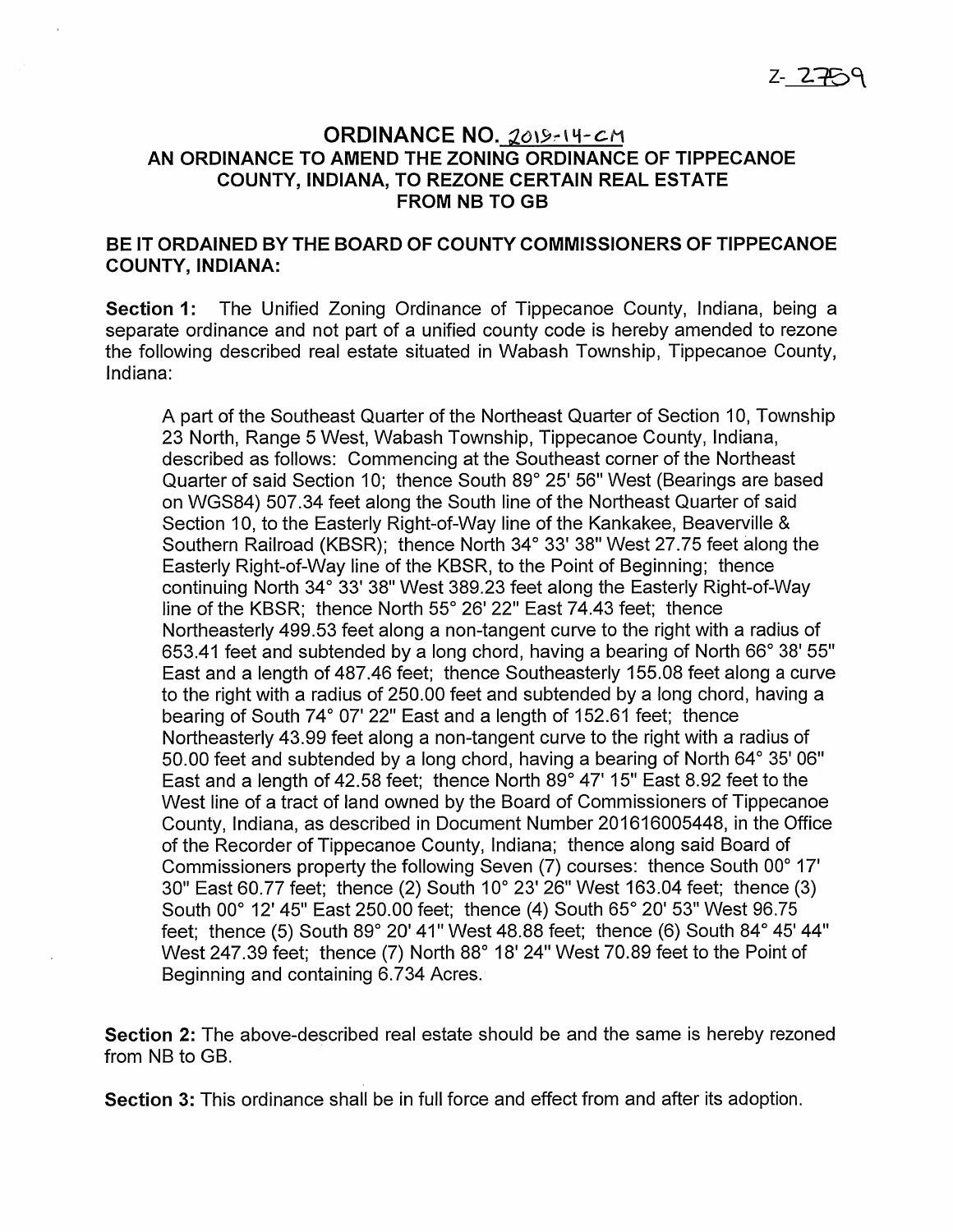Z-2759

# ORDINANCE NO. 2019-14-CM

## AN ORDINANCE TO AMEND THE ZONING ORDINANCE OF TIPPECANOE COUNTY, INDIANA, TO REZONE CERTAIN REAL ESTATE FROM NB TO GB

**BE IT ORDAINED BY THE BOARD OF COUNTY COMMISSIONERS OF TIPPECANOE COUNTY, INDIANA:**

**Section 1:** The Unified Zoning Ordinance of Tippecanoe County, Indiana, being a separate ordinance and not part of a unified county code is hereby amended to rezone the following described real estate situated in Wabash Township, Tippecanoe County, Indiana:

> A part of the Southeast Quarter of the Northeast Quarter of Section 10, Township 23 North, Range 5 West, Wabash Township, Tippecanoe County, Indiana, described as follows: Commencing at the Southeast corner of the Northeast Quarter of said Section 10; thence South 89° 25' 56" West (Bearings are based on WGS84) 507.34 feet along the South line of the Northeast Quarter of said Section 10, to the Easterly Right-of-Way line of the Kankakee, Beaverville & Southern Railroad (KBSR); thence North 34° 33' 38" West 27.75 feet along the Easterly Right-of-Way line of the KBSR, to the Point of Beginning; thence continuing North 34° 33' 38" West 389.23 feet along the Easterly Right-of-Way line of the KBSR; thence North 55° 26' 22" East 74.43 feet; thence Northeasterly 499.53 feet along a non-tangent curve to the right with a radius of 653.41 feet and subtended by a long chord, having a bearing of North 66° 38' 55" East and a length of 487.46 feet; thence Southeasterly 155.08 feet along a curve to the right with a radius of 250.00 feet and subtended by a long chord, having a bearing of South 74° 07' 22" East and a length of 152.61 feet; thence Northeasterly 43.99 feet along a non-tangent curve to the right with a radius of 50.00 feet and subtended by a long chord, having a bearing of North 64° 35' 06" East and a length of 42.58 feet; thence North 89° 47' 15" East 8.92 feet to the West line of a tract of land owned by the Board of Commissioners of Tippecanoe County, Indiana, as described in Document Number 201616005448, in the Office of the Recorder of Tippecanoe County, Indiana; thence along said Board of Commissioners property the following Seven (7) courses: thence South 00° 17' 30" East 60.77 feet; thence (2) South 10° 23' 26" West 163.04 feet; thence (3) South 00° 12' 45" East 250.00 feet; thence (4) South 65° 20' 53" West 96.75 feet; thence (5) South 89° 20' 41" West 48.88 feet; thence (6) South 84° 45' 44" West 247.39 feet; thence (7) North 88° 18' 24" West 70.89 feet to the Point of Beginning and containing 6.734 Acres.

**Section 2:** The above-described real estate should be and the same is hereby rezoned from NB to GB.

**Section 3:** This ordinance shall be in full force and effect from and after its adoption.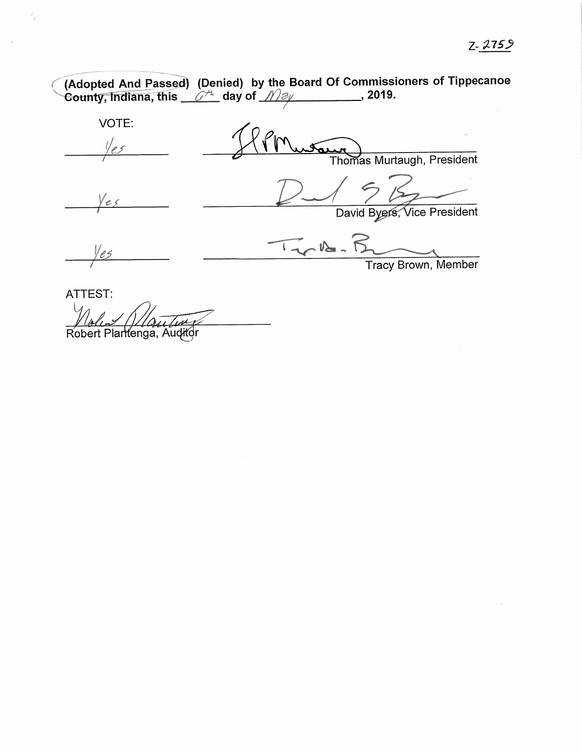Z-2759

**(Adopted And Passed) (Denied) by the Board Of Commissioners of Tippecanoe County, Indiana, this 6th day of May, 2019.**

VOTE:

Yes — Thomas Murtaugh, President

Yes — David Byers, Vice President

Yes — Tracy Brown, Member

ATTEST:

Robert Plantenga, Auditor